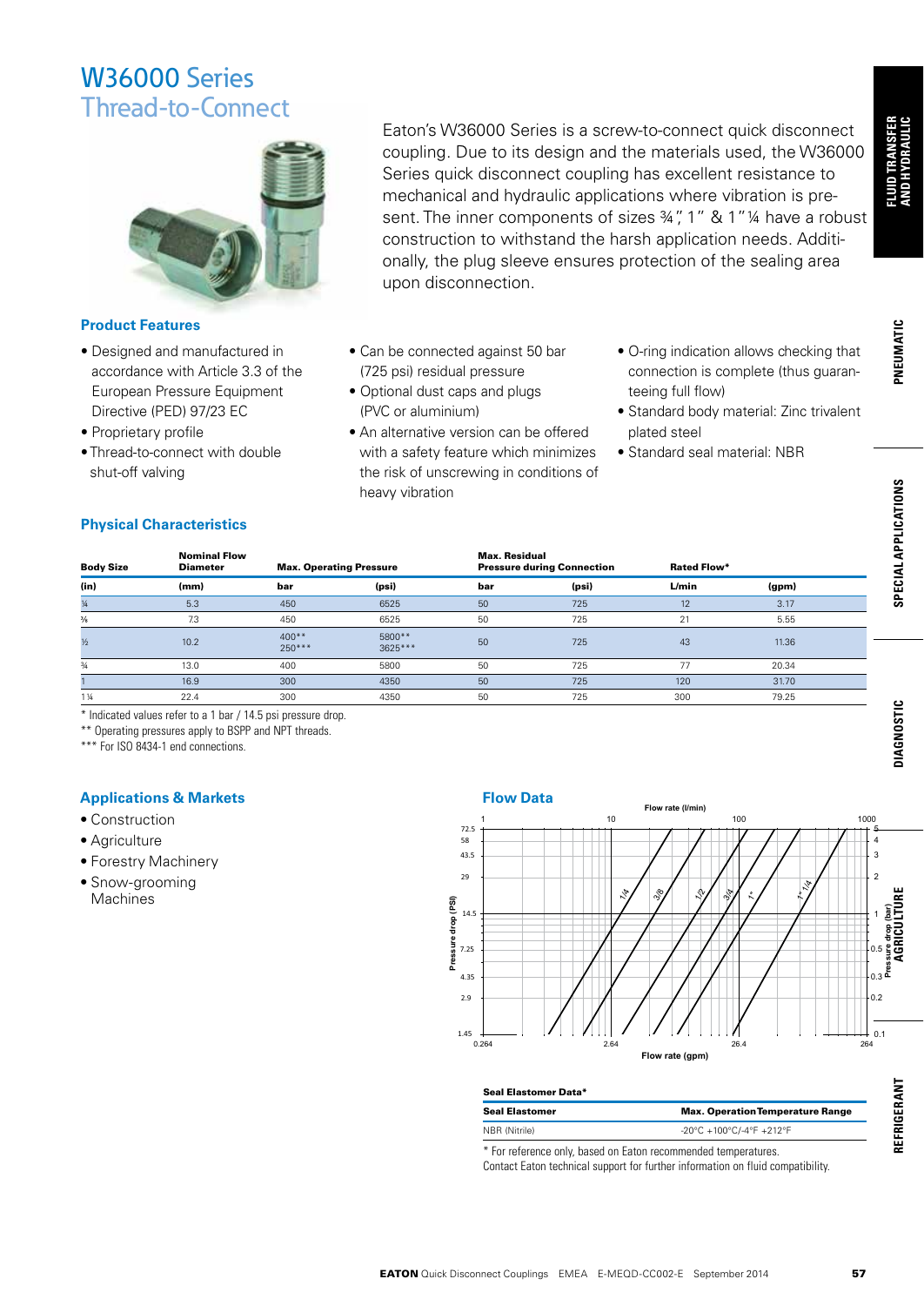# W36000 Series
## Thread-to-Connect

Eaton's W36000 Series is a screw-to-connect quick disconnect coupling. Due to its design and the materials used, the W36000 Series quick disconnect coupling has excellent resistance to mechanical and hydraulic applications where vibration is present. The inner components of sizes ¾", 1" & 1"¼ have a robust construction to withstand the harsh application needs. Additionally, the plug sleeve ensures protection of the sealing area upon disconnection.

### Product Features

- Designed and manufactured in accordance with Article 3.3 of the European Pressure Equipment Directive (PED) 97/23 EC
- Proprietary profile
- Thread-to-connect with double shut-off valving
- Can be connected against 50 bar (725 psi) residual pressure
- Optional dust caps and plugs (PVC or aluminium)
- An alternative version can be offered with a safety feature which minimizes the risk of unscrewing in conditions of heavy vibration
- O-ring indication allows checking that connection is complete (thus guaranteeing full flow)
- Standard body material: Zinc trivalent plated steel
- Standard seal material: NBR

### Physical Characteristics

| Body Size | Nominal Flow Diameter | Max. Operating Pressure | | Max. Residual Pressure during Connection | | Rated Flow* | |
|---|---|---|---|---|---|---|---|
| (in) | (mm) | bar | (psi) | bar | (psi) | L/min | (gpm) |
| ¼ | 5.3 | 450 | 6525 | 50 | 725 | 12 | 3.17 |
| ⅜ | 7.3 | 450 | 6525 | 50 | 725 | 21 | 5.55 |
| ½ | 10.2 | 400** 250*** | 5800** 3625*** | 50 | 725 | 43 | 11.36 |
| ¾ | 13.0 | 400 | 5800 | 50 | 725 | 77 | 20.34 |
| 1 | 16.9 | 300 | 4350 | 50 | 725 | 120 | 31.70 |
| 1 ¼ | 22.4 | 300 | 4350 | 50 | 725 | 300 | 79.25 |

* Indicated values refer to a 1 bar / 14.5 psi pressure drop.
** Operating pressures apply to BSPP and NPT threads.
*** For ISO 8434-1 end connections.

### Applications & Markets

- Construction
- Agriculture
- Forestry Machinery
- Snow-grooming Machines

### Flow Data

### Seal Elastomer Data*

| Seal Elastomer | Max. Operation Temperature Range |
|---|---|
| NBR (Nitrile) | -20°C +100°C/-4°F +212°F |

* For reference only, based on Eaton recommended temperatures.
Contact Eaton technical support for further information on fluid compatibility.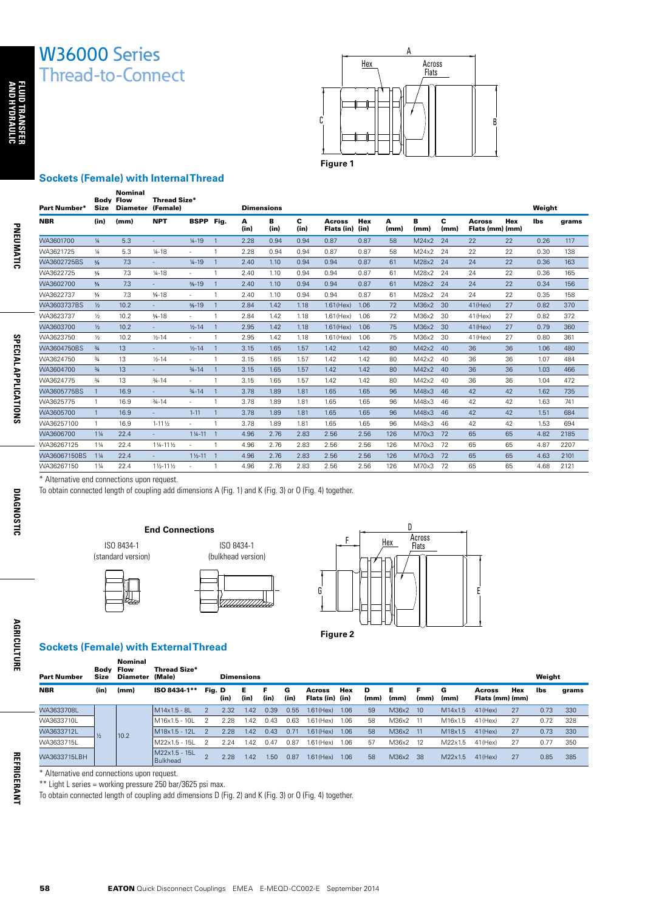# W36000 Series
## Thread-to-Connect

Figure 1

### Sockets (Female) with Internal Thread

| Part Number* | Body Size | Nominal Flow Diameter | Thread Size* (Female) | | | Dimensions | | | | | | | | | | Weight | |
|---|---|---|---|---|---|---|---|---|---|---|---|---|---|---|---|---|---|
| NBR | (in) | (mm) | NPT | BSPP | Fig. | A (in) | B (in) | C (in) | Across Flats (in) | Hex (in) | A (mm) | B (mm) | C (mm) | Across Flats (mm) | Hex (mm) | lbs | grams |
| WA3601700 | ¼ | 5.3 | - | ¼-19 | 1 | 2.28 | 0.94 | 0.94 | 0.87 | 0.87 | 58 | M24x2 | 24 | 22 | 22 | 0.26 | 117 |
| WA3621725 | ¼ | 5.3 | ¼-18 | - | 1 | 2.28 | 0.94 | 0.94 | 0.87 | 0.87 | 58 | M24x2 | 24 | 22 | 22 | 0.30 | 138 |
| WA3602725BS | ⅜ | 7.3 | - | ¼-19 | 1 | 2.40 | 1.10 | 0.94 | 0.94 | 0.87 | 61 | M28x2 | 24 | 24 | 22 | 0.36 | 163 |
| WA3622725 | ⅜ | 7.3 | ¼-18 | - | 1 | 2.40 | 1.10 | 0.94 | 0.94 | 0.87 | 61 | M28x2 | 24 | 24 | 22 | 0.36 | 165 |
| WA3602700 | ⅜ | 7.3 | - | ⅜-19 | 1 | 2.40 | 1.10 | 0.94 | 0.94 | 0.87 | 61 | M28x2 | 24 | 24 | 22 | 0.34 | 156 |
| WA3622737 | ⅜ | 7.3 | ⅜-18 | - | 1 | 2.40 | 1.10 | 0.94 | 0.94 | 0.87 | 61 | M28x2 | 24 | 24 | 22 | 0.35 | 158 |
| WA3603737BS | ½ | 10.2 | - | ⅜-19 | 1 | 2.84 | 1.42 | 1.18 | 1.61(Hex) | 1.06 | 72 | M36x2 | 30 | 41(Hex) | 27 | 0.82 | 370 |
| WA3623737 | ½ | 10.2 | ⅜-18 | - | 1 | 2.84 | 1.42 | 1.18 | 1.61(Hex) | 1.06 | 72 | M36x2 | 30 | 41(Hex) | 27 | 0.82 | 372 |
| WA3603700 | ½ | 10.2 | - | ½-14 | 1 | 2.95 | 1.42 | 1.18 | 1.61(Hex) | 1.06 | 75 | M36x2 | 30 | 41(Hex) | 27 | 0.79 | 360 |
| WA3623750 | ½ | 10.2 | ½-14 | - | 1 | 2.95 | 1.42 | 1.18 | 1.61(Hex) | 1.06 | 75 | M36x2 | 30 | 41(Hex) | 27 | 0.80 | 361 |
| WA3604750BS | ¾ | 13 | - | ½-14 | 1 | 3.15 | 1.65 | 1.57 | 1.42 | 1.42 | 80 | M42x2 | 40 | 36 | 36 | 1.06 | 480 |
| WA3624750 | ¾ | 13 | ½-14 | - | 1 | 3.15 | 1.65 | 1.57 | 1.42 | 1.42 | 80 | M42x2 | 40 | 36 | 36 | 1.07 | 484 |
| WA3604700 | ¾ | 13 | - | ¾-14 | 1 | 3.15 | 1.65 | 1.57 | 1.42 | 1.42 | 80 | M42x2 | 40 | 36 | 36 | 1.03 | 466 |
| WA3624775 | ¾ | 13 | ¾-14 | - | 1 | 3.15 | 1.65 | 1.57 | 1.42 | 1.42 | 80 | M42x2 | 40 | 36 | 36 | 1.04 | 472 |
| WA3605775BS | 1 | 16.9 | - | ¾-14 | 1 | 3.78 | 1.89 | 1.81 | 1.65 | 1.65 | 96 | M48x3 | 46 | 42 | 42 | 1.62 | 735 |
| WA3625775 | 1 | 16.9 | ¾-14 | - | 1 | 3.78 | 1.89 | 1.81 | 1.65 | 1.65 | 96 | M48x3 | 46 | 42 | 42 | 1.63 | 741 |
| WA3605700 | 1 | 16.9 | - | 1-11 | 1 | 3.78 | 1.89 | 1.81 | 1.65 | 1.65 | 96 | M48x3 | 46 | 42 | 42 | 1.51 | 684 |
| WA36257100 | 1 | 16.9 | 1-11½ | - | 1 | 3.78 | 1.89 | 1.81 | 1.65 | 1.65 | 96 | M48x3 | 46 | 42 | 42 | 1.53 | 694 |
| WA3606700 | 1¼ | 22.4 | - | 1¼-11 | 1 | 4.96 | 2.76 | 2.83 | 2.56 | 2.56 | 126 | M70x3 | 72 | 65 | 65 | 4.82 | 2185 |
| WA36267125 | 1¼ | 22.4 | 1¼-11½ | - | 1 | 4.96 | 2.76 | 2.83 | 2.56 | 2.56 | 126 | M70x3 | 72 | 65 | 65 | 4.87 | 2207 |
| WA36067150BS | 1¼ | 22.4 | - | 1½-11 | 1 | 4.96 | 2.76 | 2.83 | 2.56 | 2.56 | 126 | M70x3 | 72 | 65 | 65 | 4.63 | 2101 |
| WA36267150 | 1¼ | 22.4 | 1½-11½ | - | 1 | 4.96 | 2.76 | 2.83 | 2.56 | 2.56 | 126 | M70x3 | 72 | 65 | 65 | 4.68 | 2121 |

\* Alternative end connections upon request.

To obtain connected length of coupling add dimensions A (Fig. 1) and K (Fig. 3) or O (Fig. 4) together.

### End Connections

ISO 8434-1 (standard version)

ISO 8434-1 (bulkhead version)

Figure 2

### Sockets (Female) with External Thread

| Part Number | Body Size | Nominal Flow Diameter | Thread Size* (Male) | Dimensions | | | | | | | | | | | | | Weight | |
|---|---|---|---|---|---|---|---|---|---|---|---|---|---|---|---|---|---|---|
| NBR | (in) | (mm) | ISO 8434-1** | Fig. | D (in) | E (in) | F (in) | G (in) | Across Flats (in) | Hex (in) | D (mm) | E (mm) | F (mm) | G (mm) | Across Flats (mm) | Hex (mm) | lbs | grams |
| WA3633708L | ½ | 10.2 | M14x1.5 - 8L | 2 | 2.32 | 1.42 | 0.39 | 0.55 | 1.61(Hex) | 1.06 | 59 | M36x2 | 10 | M14x1.5 | 41(Hex) | 27 | 0.73 | 330 |
| WA3633710L | ½ | 10.2 | M16x1.5 - 10L | 2 | 2.28 | 1.42 | 0.43 | 0.63 | 1.61(Hex) | 1.06 | 58 | M36x2 | 11 | M16x1.5 | 41(Hex) | 27 | 0.72 | 328 |
| WA3633712L | ½ | 10.2 | M18x1.5 - 12L | 2 | 2.28 | 1.42 | 0.43 | 0.71 | 1.61(Hex) | 1.06 | 58 | M36x2 | 11 | M18x1.5 | 41(Hex) | 27 | 0.73 | 330 |
| WA3633715L | ½ | 10.2 | M22x1.5 - 15L | 2 | 2.24 | 1.42 | 0.47 | 0.87 | 1.61(Hex) | 1.06 | 57 | M36x2 | 12 | M22x1.5 | 41(Hex) | 27 | 0.77 | 350 |
| WA3633715LBH | ½ | 10.2 | M22x1.5 - 15L Bulkhead | 2 | 2.28 | 1.42 | 1.50 | 0.87 | 1.61(Hex) | 1.06 | 58 | M36x2 | 38 | M22x1.5 | 41(Hex) | 27 | 0.85 | 385 |

\* Alternative end connections upon request.

\*\* Light L series = working pressure 250 bar/3625 psi max.

To obtain connected length of coupling add dimensions D (Fig. 2) and K (Fig. 3) or O (Fig. 4) together.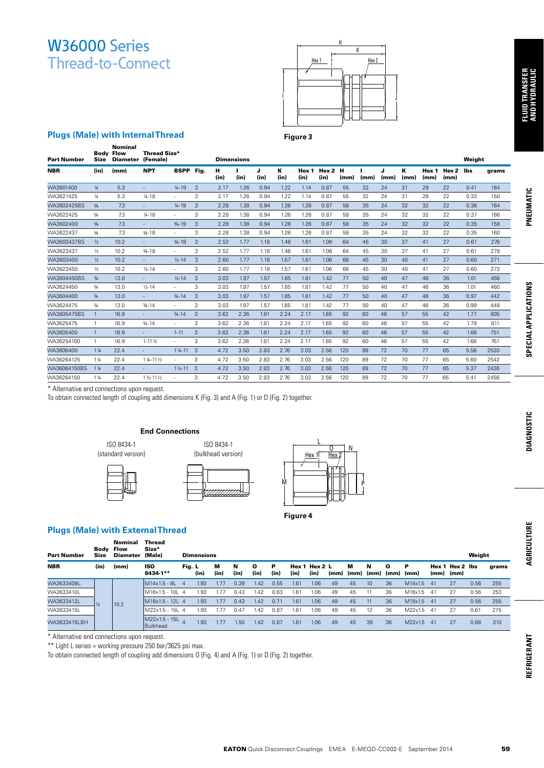# W36000 Series
## Thread-to-Connect

Figure 3

### Plugs (Male) with Internal Thread

| Part Number | Body Size | Nominal Flow Diameter | Thread Size* (Female) | | | Dimensions | | | | | | | | | | | | | Weight | |
|---|---|---|---|---|---|---|---|---|---|---|---|---|---|---|---|---|---|---|---|---|
| NBR | (in) | (mm) | NPT | BSPP | Fig. | H (in) | I (in) | J (in) | K (in) | Hex 1 (in) | Hex 2 (in) | H (mm) | I (mm) | J (mm) | K (mm) | Hex 1 (mm) | Hex 2 (mm) | lbs | grams |
| WA3601400 | ¼ | 5.3 | - | ¼-19 | 3 | 2.17 | 1.26 | 0.94 | 1.22 | 1.14 | 0.87 | 55 | 32 | 24 | 31 | 29 | 22 | 0.41 | 184 |
| WA3621425 | ¼ | 5.3 | ¼-18 | - | 3 | 2.17 | 1.26 | 0.94 | 1.22 | 1.14 | 0.87 | 55 | 32 | 24 | 31 | 29 | 22 | 0.33 | 150 |
| WA3602425BS | ⅜ | 7.3 | - | ¼-19 | 3 | 2.28 | 1.38 | 0.94 | 1.26 | 1.26 | 0.87 | 58 | 35 | 24 | 32 | 32 | 22 | 0.36 | 164 |
| WA3622425 | ⅜ | 7.3 | ¼-18 | - | 3 | 2.28 | 1.38 | 0.94 | 1.26 | 1.26 | 0.87 | 58 | 35 | 24 | 32 | 32 | 22 | 0.37 | 166 |
| WA3602400 | ⅜ | 7.3 | - | ⅜-19 | 3 | 2.28 | 1.38 | 0.94 | 1.26 | 1.26 | 0.87 | 58 | 35 | 24 | 32 | 32 | 22 | 0.35 | 158 |
| WA3622437 | ⅜ | 7.3 | ⅜-18 | - | 3 | 2.28 | 1.38 | 0.94 | 1.26 | 1.26 | 0.87 | 58 | 35 | 24 | 32 | 32 | 22 | 0.35 | 160 |
| WA3603437BS | ½ | 10.2 | - | ⅜-19 | 3 | 2.52 | 1.77 | 1.18 | 1.46 | 1.61 | 1.06 | 64 | 45 | 30 | 37 | 41 | 27 | 0.61 | 276 |
| WA3623437 | ½ | 10.2 | ⅜-18 | - | 3 | 2.52 | 1.77 | 1.18 | 1.46 | 1.61 | 1.06 | 64 | 45 | 30 | 37 | 41 | 27 | 0.61 | 278 |
| WA3603400 | ½ | 10.2 | - | ½-14 | 3 | 2.60 | 1.77 | 1.18 | 1.57 | 1.61 | 1.06 | 66 | 45 | 30 | 40 | 41 | 27 | 0.60 | 271 |
| WA3623450 | ½ | 10.2 | ½-14 | - | 3 | 2.60 | 1.77 | 1.18 | 1.57 | 1.61 | 1.06 | 66 | 45 | 30 | 40 | 41 | 27 | 0.60 | 273 |
| WA3604450BS | ¾ | 13.0 | - | ½-14 | 3 | 3.03 | 1.97 | 1.57 | 1.85 | 1.81 | 1.42 | 77 | 50 | 40 | 47 | 46 | 36 | 1.01 | 456 |
| WA3624450 | ¾ | 13.0 | ½-14 | - | 3 | 3.03 | 1.97 | 1.57 | 1.85 | 1.81 | 1.42 | 77 | 50 | 40 | 47 | 46 | 36 | 1.01 | 460 |
| WA3604400 | ¾ | 13.0 | - | ¾-14 | 3 | 3.03 | 1.97 | 1.57 | 1.85 | 1.81 | 1.42 | 77 | 50 | 40 | 47 | 46 | 36 | 0.97 | 442 |
| WA3624475 | ¾ | 13.0 | ¾-14 | - | 3 | 3.03 | 1.97 | 1.57 | 1.85 | 1.81 | 1.42 | 77 | 50 | 40 | 47 | 46 | 36 | 0.99 | 448 |
| WA3605475BS | 1 | 16.9 | - | ¾-14 | 3 | 3.62 | 2.36 | 1.81 | 2.24 | 2.17 | 1.65 | 92 | 60 | 46 | 57 | 55 | 42 | 1.77 | 805 |
| WA3625475 | 1 | 16.9 | ¾-14 | - | 3 | 3.62 | 2.36 | 1.81 | 2.24 | 2.17 | 1.65 | 92 | 60 | 46 | 57 | 55 | 42 | 1.79 | 811 |
| WA3605400 | 1 | 16.9 | - | 1-11 | 3 | 3.62 | 2.36 | 1.81 | 2.24 | 2.17 | 1.65 | 92 | 60 | 46 | 57 | 55 | 42 | 1.66 | 751 |
| WA36254100 | 1 | 16.9 | 1-11½ | - | 3 | 3.62 | 2.36 | 1.81 | 2.24 | 2.17 | 1.65 | 92 | 60 | 46 | 57 | 55 | 42 | 1.68 | 761 |
| WA3606400 | 1¼ | 22.4 | - | 1¼-11 | 3 | 4.72 | 3.50 | 2.83 | 2.76 | 3.03 | 2.56 | 120 | 89 | 72 | 70 | 77 | 65 | 5.56 | 2520 |
| WA36264125 | 1¼ | 22.4 | 1¼-11½ | - | 3 | 4.72 | 3.50 | 2.83 | 2.76 | 3.03 | 2.56 | 120 | 89 | 72 | 70 | 77 | 65 | 5.60 | 2542 |
| WA36064150BS | 1¼ | 22.4 | - | 1½-11 | 3 | 4.72 | 3.50 | 2.83 | 2.76 | 3.03 | 2.56 | 120 | 89 | 72 | 70 | 77 | 65 | 5.37 | 2436 |
| WA36264150 | 1¼ | 22.4 | 1½-11½ | - | 3 | 4.72 | 3.50 | 2.83 | 2.76 | 3.03 | 2.56 | 120 | 89 | 72 | 70 | 77 | 65 | 5.41 | 2456 |

* Alternative end connections upon request.
To obtain connected length of coupling add dimensions K (Fig. 3) and A (Fig. 1) or D (Fig. 2) together.

**End Connections**

ISO 8434-1 (standard version)

ISO 8434-1 (bulkhead version)

Figure 4

### Plugs (Male) with External Thread

| Part Number | Body Size | Nominal Flow Diameter | Thread Size* (Male) | Dimensions | | | | | | | | | | | | | | | Weight | |
|---|---|---|---|---|---|---|---|---|---|---|---|---|---|---|---|---|---|---|---|---|
| NBR | (in) | (mm) | ISO 8434-1** | Fig. | L (in) | M (in) | N (in) | O (in) | P (in) | Hex 1 (in) | Hex 2 (in) | L (mm) | M (mm) | N (mm) | O (mm) | P (mm) | Hex 1 (mm) | Hex 2 (mm) | lbs | grams |
| WA3633408L | ½ | 10.2 | M14x1.5 - 8L | 4 | 1.93 | 1.77 | 0.39 | 1.42 | 0.55 | 1.61 | 1.06 | 49 | 45 | 10 | 36 | M14x1.5 | 41 | 27 | 0.56 | 255 |
| WA3633410L | ½ | 10.2 | M16x1.5 - 10L | 4 | 1.93 | 1.77 | 0.43 | 1.42 | 0.63 | 1.61 | 1.06 | 49 | 45 | 11 | 36 | M16x1.5 | 41 | 27 | 0.56 | 253 |
| WA3633412L | ½ | 10.2 | M18x1.5 - 12L | 4 | 1.93 | 1.77 | 0.43 | 1.42 | 0.71 | 1.61 | 1.06 | 49 | 45 | 11 | 36 | M18x1.5 | 41 | 27 | 0.56 | 255 |
| WA3633415L | ½ | 10.2 | M22x1.5 - 15L | 4 | 1.93 | 1.77 | 0.47 | 1.42 | 0.87 | 1.61 | 1.06 | 49 | 45 | 12 | 36 | M22x1.5 | 41 | 27 | 0.61 | 275 |
| WA3633415LBH | ½ | 10.2 | M22x1.5 - 15L Bulkhead | 4 | 1.93 | 1.77 | 1.50 | 1.42 | 0.87 | 1.61 | 1.06 | 49 | 45 | 38 | 36 | M22x1.5 | 41 | 27 | 0.68 | 310 |

* Alternative end connections upon request.
** Light L series = working pressure 250 bar/3625 psi max.
To obtain connected length of coupling add dimensions O (Fig. 4) and A (Fig. 1) or D (Fig. 2) together.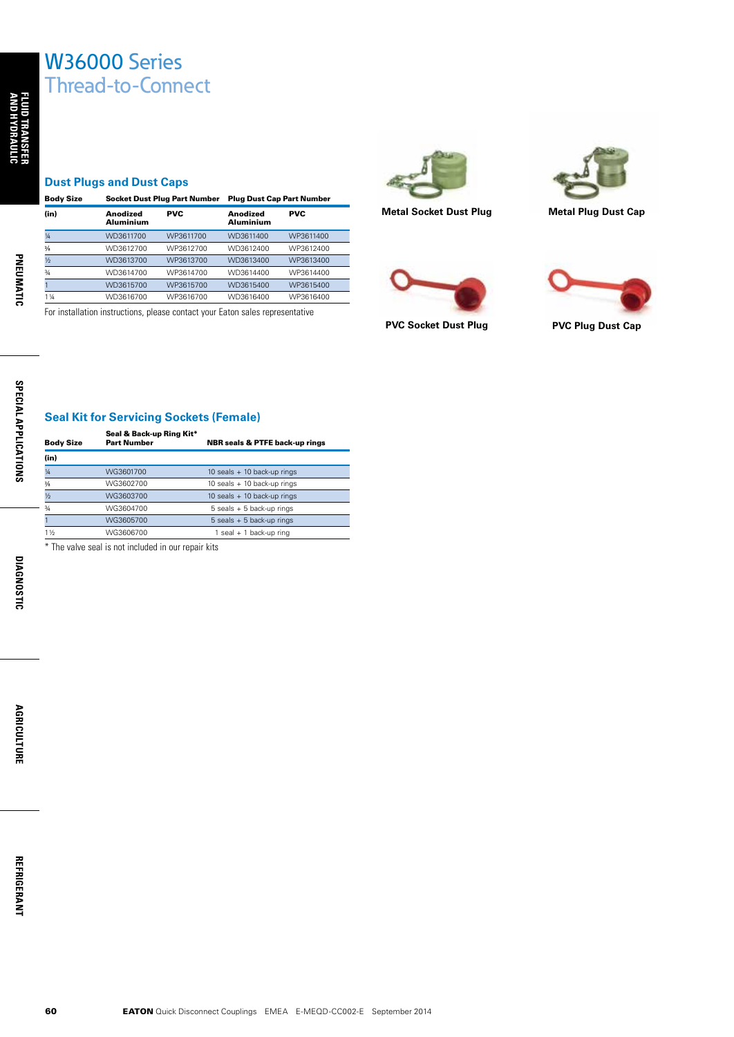# W36000 Series
## Thread-to-Connect

### Dust Plugs and Dust Caps

| Body Size | Socket Dust Plug Part Number | | Plug Dust Cap Part Number | |
|---|---|---|---|---|
| (in) | Anodized Aluminium | PVC | Anodized Aluminium | PVC |
| ¼ | WD3611700 | WP3611700 | WD3611400 | WP3611400 |
| ⅜ | WD3612700 | WP3612700 | WD3612400 | WP3612400 |
| ½ | WD3613700 | WP3613700 | WD3613400 | WP3613400 |
| ¾ | WD3614700 | WP3614700 | WD3614400 | WP3614400 |
| 1 | WD3615700 | WP3615700 | WD3615400 | WP3615400 |
| 1¼ | WD3616700 | WP3616700 | WD3616400 | WP3616400 |

For installation instructions, please contact your Eaton sales representative

**Metal Socket Dust Plug**

**Metal Plug Dust Cap**

**PVC Socket Dust Plug**

**PVC Plug Dust Cap**

### Seal Kit for Servicing Sockets (Female)

| Body Size | Seal & Back-up Ring Kit* Part Number | NBR seals & PTFE back-up rings |
|---|---|---|
| (in) | | |
| ¼ | WG3601700 | 10 seals + 10 back-up rings |
| ⅜ | WG3602700 | 10 seals + 10 back-up rings |
| ½ | WG3603700 | 10 seals + 10 back-up rings |
| ¾ | WG3604700 | 5 seals + 5 back-up rings |
| 1 | WG3605700 | 5 seals + 5 back-up rings |
| 1½ | WG3606700 | 1 seal + 1 back-up ring |

* The valve seal is not included in our repair kits